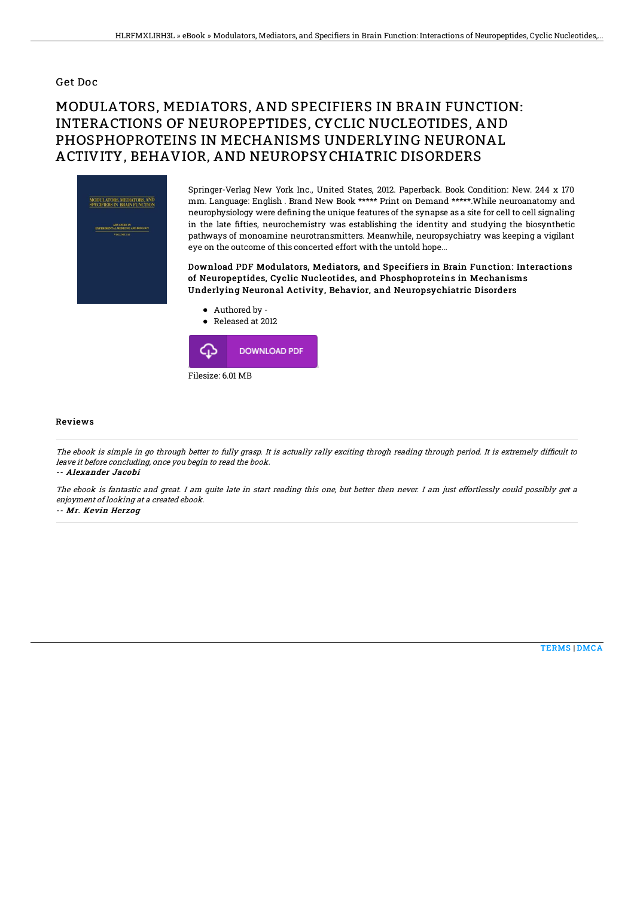## Get Doc

# MODULATORS, MEDIATORS, AND SPECIFIERS IN BRAIN FUNCTION: INTERACTIONS OF NEUROPEPTIDES, CYCLIC NUCLEOTIDES, AND PHOSPHOPROTEINS IN MECHANISMS UNDERLYING NEURONAL ACTIVITY, BEHAVIOR, AND NEUROPSYCHIATRIC DISORDERS

Springer-Verlag New York Inc., United States, 2012. Paperback. Book Condition: New. 244 x 170 mm. Language: English . Brand New Book ***** Print on Demand *****.While neuroanatomy and neurophysiology were defining the unique features of the synapse as a site for cell to cell signaling in the late fifties, neurochemistry was establishing the identity and studying the biosynthetic pathways of monoamine neurotransmitters. Meanwhile, neuropsychiatry was keeping a vigilant eye on the outcome of this concerted effort with the untold hope...

**Download PDF Modulators, Mediators, and Specifiers in Brain Function: Interactions of Neuropeptides, Cyclic Nucleotides, and Phosphoproteins in Mechanisms Underlying Neuronal Activity, Behavior, and Neuropsychiatric Disorders**

- Authored by -
- Released at 2012

DOWNLOAD PDF

Filesize: 6.01 MB

## Reviews

*The ebook is simple in go through better to fully grasp. It is actually rally exciting throgh reading through period. It is extremely difficult to leave it before concluding, once you begin to read the book.*

*-- Alexander Jacobi*

*The ebook is fantastic and great. I am quite late in start reading this one, but better then never. I am just effortlessly could possibly get a enjoyment of looking at a created ebook.*

*-- Mr. Kevin Herzog*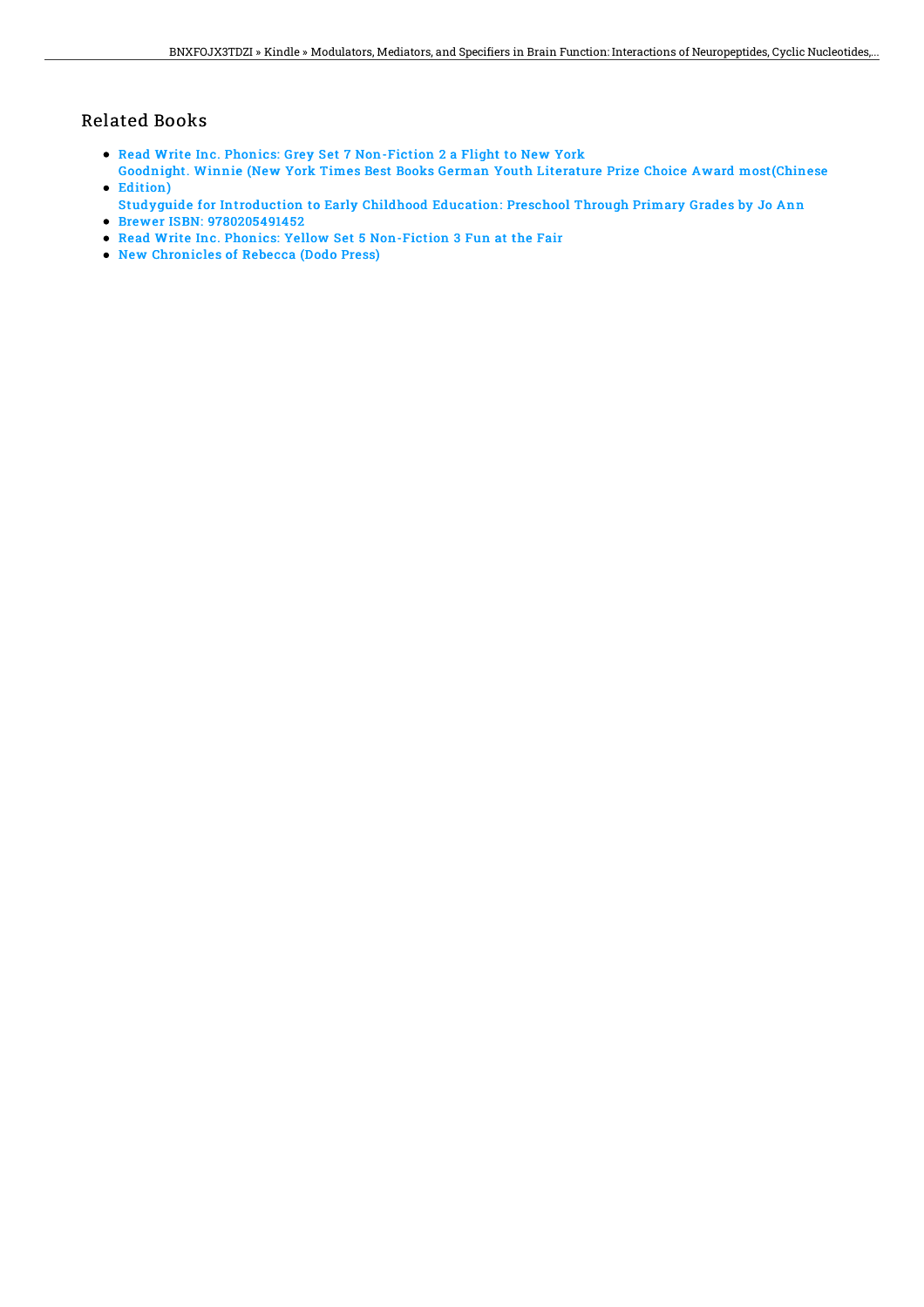## Related Books

- Read Write Inc. Phonics: Grey Set 7 Non-Fiction 2 a Flight to New York
- Goodnight. Winnie (New York Times Best Books German Youth Literature Prize Choice Award most(Chinese Edition)
- Studyguide for Introduction to Early Childhood Education: Preschool Through Primary Grades by Jo Ann Brewer ISBN: 9780205491452
- Read Write Inc. Phonics: Yellow Set 5 Non-Fiction 3 Fun at the Fair
- New Chronicles of Rebecca (Dodo Press)